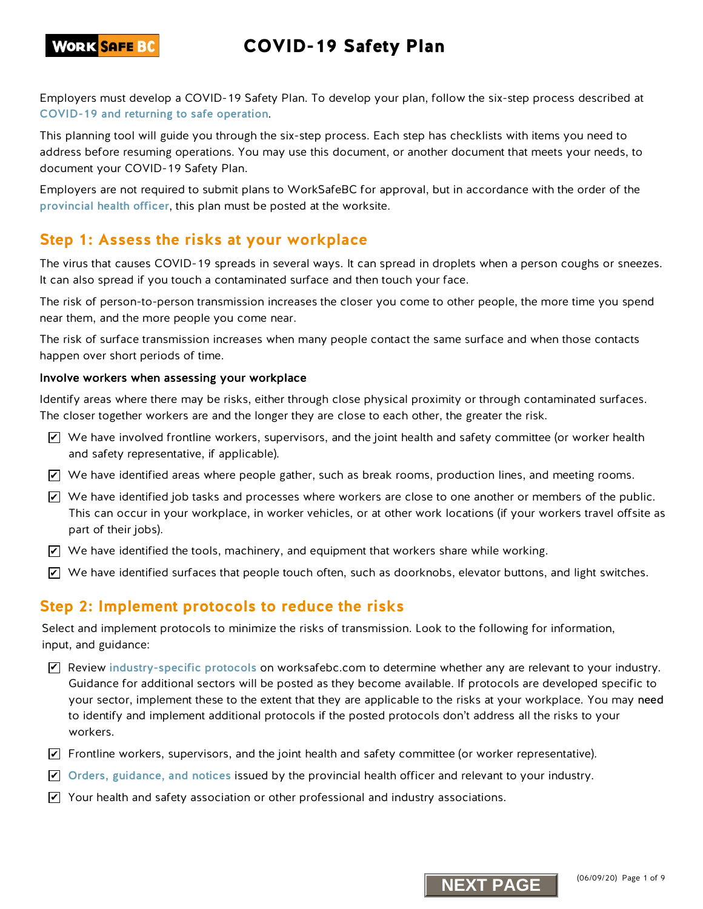# COVID-19 Safety Plan

Employers must develop a COVID-19 Safety Plan. To develop your plan, follow the six-step process described at COVID-19 and returning to safe operation.

This planning tool will guide you through the six-step process. Each step has checklists with items you need to address before resuming operations. You may use this document, or another document that meets your needs, to document your COVID-19 Safety Plan.

Employers are not required to submit plans to WorkSafeBC for approval, but in accordance with the order of the provincial health officer, this plan must be posted at the worksite.

## Step 1: Assess the risks at your workplace

The virus that causes COVID-19 spreads in several ways. It can spread in droplets when a person coughs or sneezes. It can also spread if you touch a contaminated surface and then touch your face.

The risk of person-to-person transmission increases the closer you come to other people, the more time you spend near them, and the more people you come near.

The risk of surface transmission increases when many people contact the same surface and when those contacts happen over short periods of time.

### Involve workers when assessing your workplace

Identify areas where there may be risks, either through close physical proximity or through contaminated surfaces. The closer together workers are and the longer they are close to each other, the greater the risk.

- [x] We have involved frontline workers, supervisors, and the joint health and safety committee (or worker health and safety representative, if applicable).
- [x] We have identified areas where people gather, such as break rooms, production lines, and meeting rooms.
- [x] We have identified job tasks and processes where workers are close to one another or members of the public. This can occur in your workplace, in worker vehicles, or at other work locations (if your workers travel offsite as part of their jobs).
- [x] We have identified the tools, machinery, and equipment that workers share while working.
- [x] We have identified surfaces that people touch often, such as doorknobs, elevator buttons, and light switches.

## Step 2: Implement protocols to reduce the risks

Select and implement protocols to minimize the risks of transmission. Look to the following for information, input, and guidance:

- [x] Review industry-specific protocols on worksafebc.com to determine whether any are relevant to your industry. Guidance for additional sectors will be posted as they become available. If protocols are developed specific to your sector, implement these to the extent that they are applicable to the risks at your workplace. You may need to identify and implement additional protocols if the posted protocols don't address all the risks to your workers.
- [x] Frontline workers, supervisors, and the joint health and safety committee (or worker representative).
- [x] Orders, guidance, and notices issued by the provincial health officer and relevant to your industry.
- [x] Your health and safety association or other professional and industry associations.

NEXT PAGE

(06/09/20)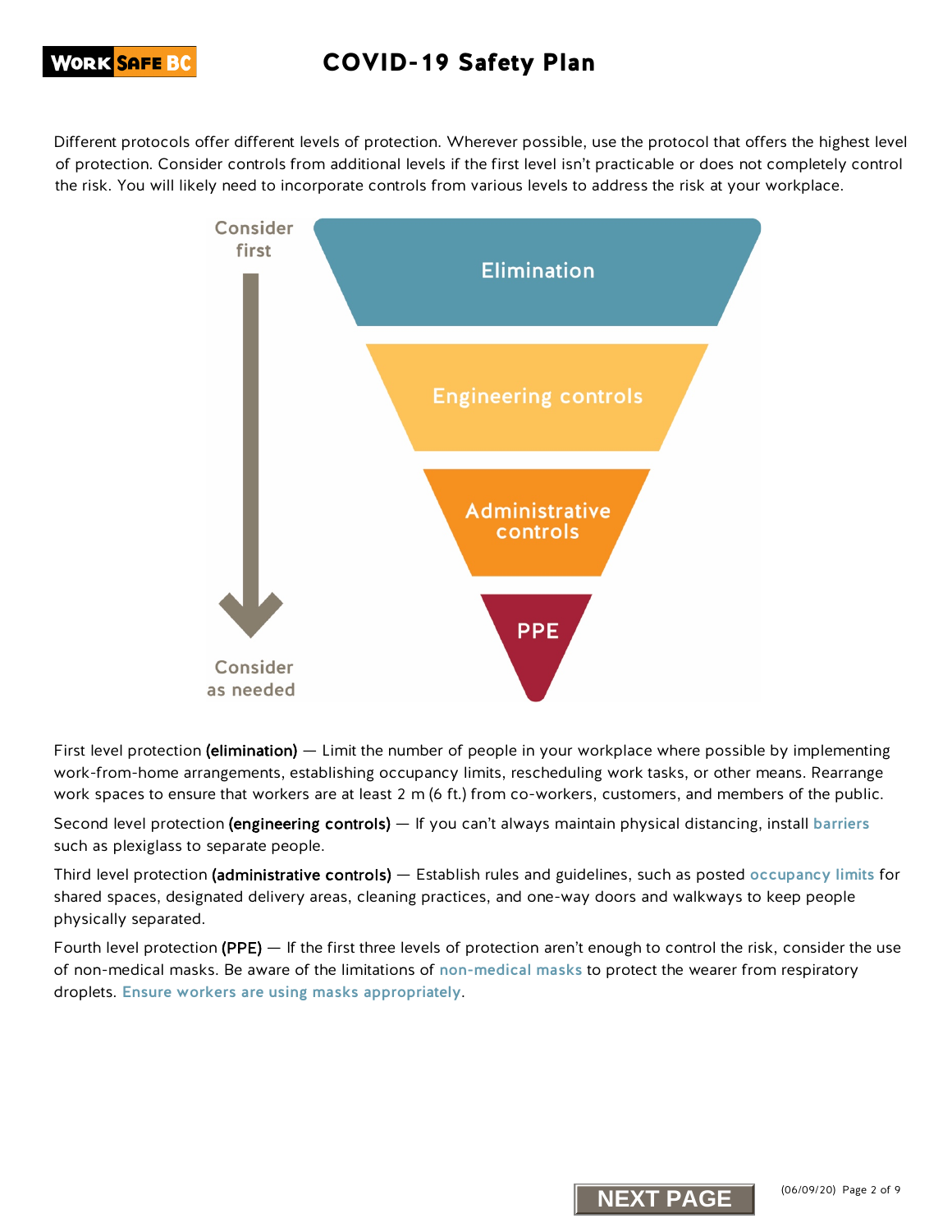Different protocols offer different levels of protection. Wherever possible, use the protocol that offers the highest level of protection. Consider controls from additional levels if the first level isn't practicable or does not completely control the risk. You will likely need to incorporate controls from various levels to address the risk at your workplace.

Consider first

Elimination

Engineering controls

Administrative controls

PPE

Consider as needed

First level protection **(elimination)** — Limit the number of people in your workplace where possible by implementing work-from-home arrangements, establishing occupancy limits, rescheduling work tasks, or other means. Rearrange work spaces to ensure that workers are at least 2 m (6 ft.) from co-workers, customers, and members of the public.

Second level protection **(engineering controls)** — If you can't always maintain physical distancing, install barriers such as plexiglass to separate people.

Third level protection **(administrative controls)** — Establish rules and guidelines, such as posted occupancy limits for shared spaces, designated delivery areas, cleaning practices, and one-way doors and walkways to keep people physically separated.

Fourth level protection **(PPE)** — If the first three levels of protection aren't enough to control the risk, consider the use of non-medical masks. Be aware of the limitations of non-medical masks to protect the wearer from respiratory droplets. Ensure workers are using masks appropriately.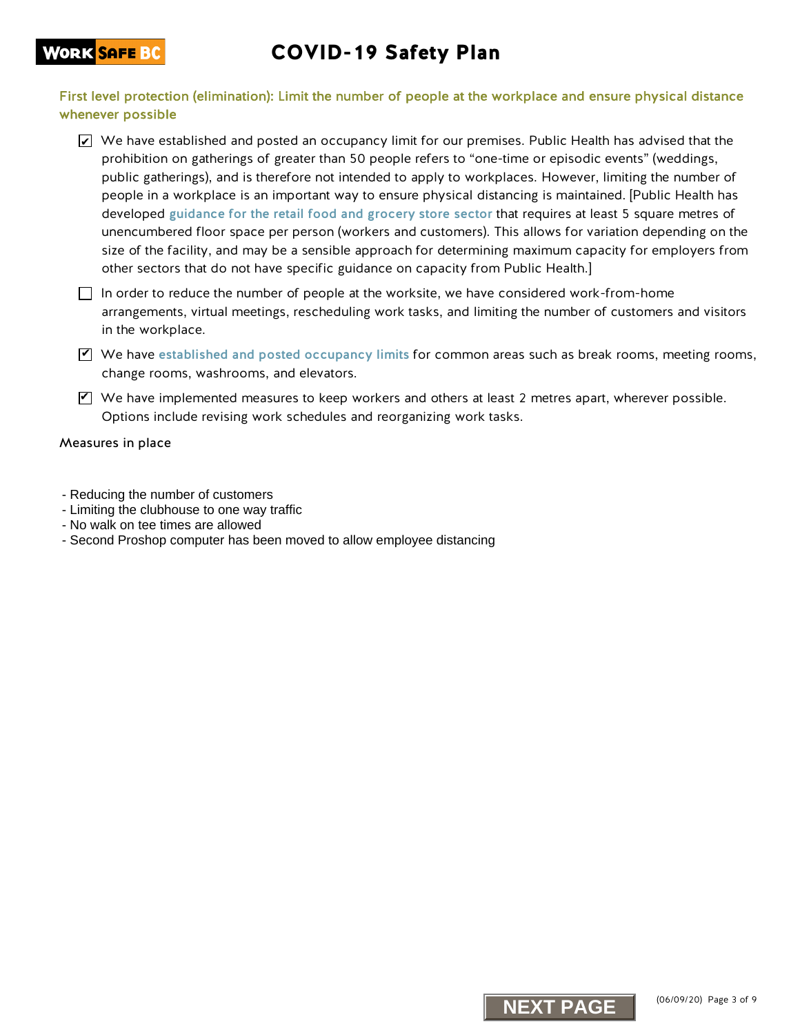## First level protection (elimination): Limit the number of people at the workplace and ensure physical distance whenever possible

- [x] We have established and posted an occupancy limit for our premises. Public Health has advised that the prohibition on gatherings of greater than 50 people refers to "one-time or episodic events" (weddings, public gatherings), and is therefore not intended to apply to workplaces. However, limiting the number of people in a workplace is an important way to ensure physical distancing is maintained. [Public Health has developed guidance for the retail food and grocery store sector that requires at least 5 square metres of unencumbered floor space per person (workers and customers). This allows for variation depending on the size of the facility, and may be a sensible approach for determining maximum capacity for employers from other sectors that do not have specific guidance on capacity from Public Health.]
- [ ] In order to reduce the number of people at the worksite, we have considered work-from-home arrangements, virtual meetings, rescheduling work tasks, and limiting the number of customers and visitors in the workplace.
- [x] We have established and posted occupancy limits for common areas such as break rooms, meeting rooms, change rooms, washrooms, and elevators.
- [x] We have implemented measures to keep workers and others at least 2 metres apart, wherever possible. Options include revising work schedules and reorganizing work tasks.

Measures in place

- Reducing the number of customers
- Limiting the clubhouse to one way traffic
- No walk on tee times are allowed
- Second Proshop computer has been moved to allow employee distancing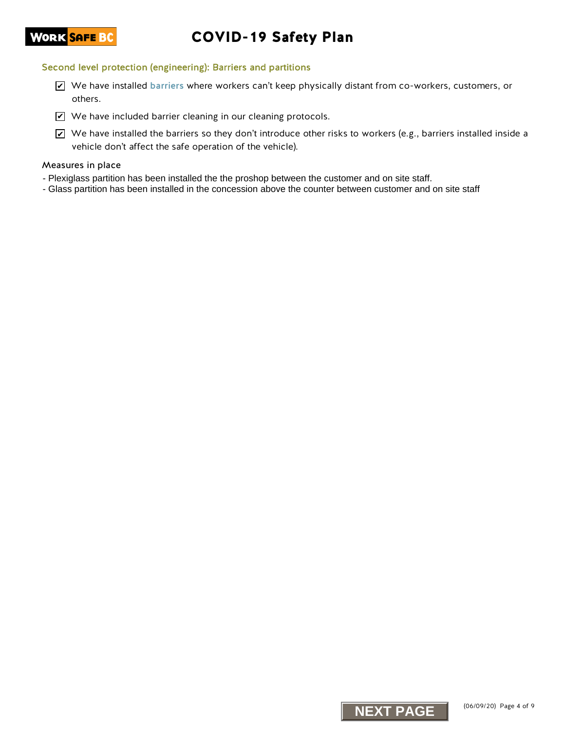## Second level protection (engineering): Barriers and partitions

- [x] We have installed barriers where workers can't keep physically distant from co-workers, customers, or others.
- [x] We have included barrier cleaning in our cleaning protocols.
- [x] We have installed the barriers so they don't introduce other risks to workers (e.g., barriers installed inside a vehicle don't affect the safe operation of the vehicle).

### Measures in place

- Plexiglass partition has been installed the the proshop between the customer and on site staff.
- Glass partition has been installed in the concession above the counter between customer and on site staff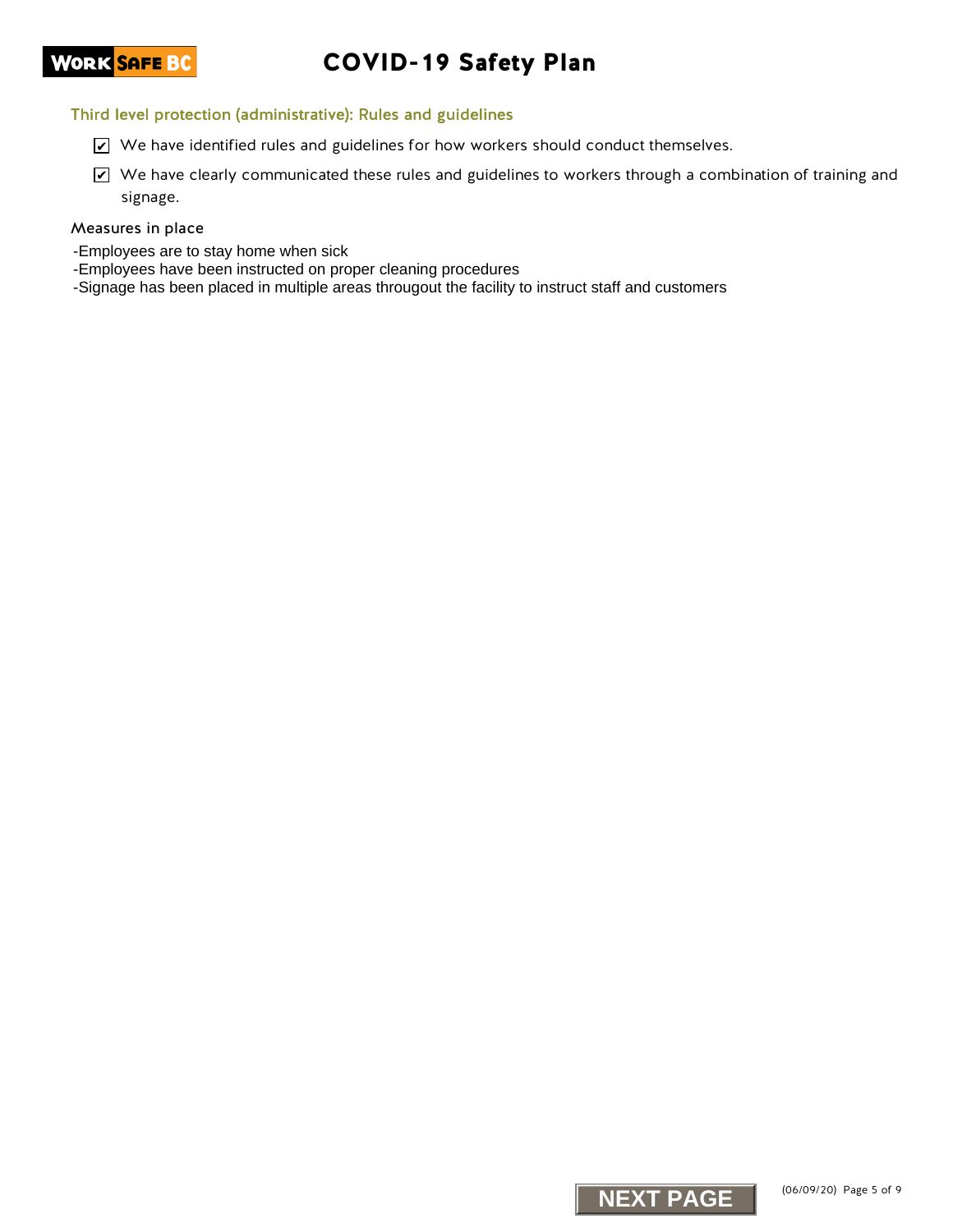### Third level protection (administrative): Rules and guidelines

- [x] We have identified rules and guidelines for how workers should conduct themselves.
- [x] We have clearly communicated these rules and guidelines to workers through a combination of training and signage.

#### Measures in place

-Employees are to stay home when sick
-Employees have been instructed on proper cleaning procedures
-Signage has been placed in multiple areas througout the facility to instruct staff and customers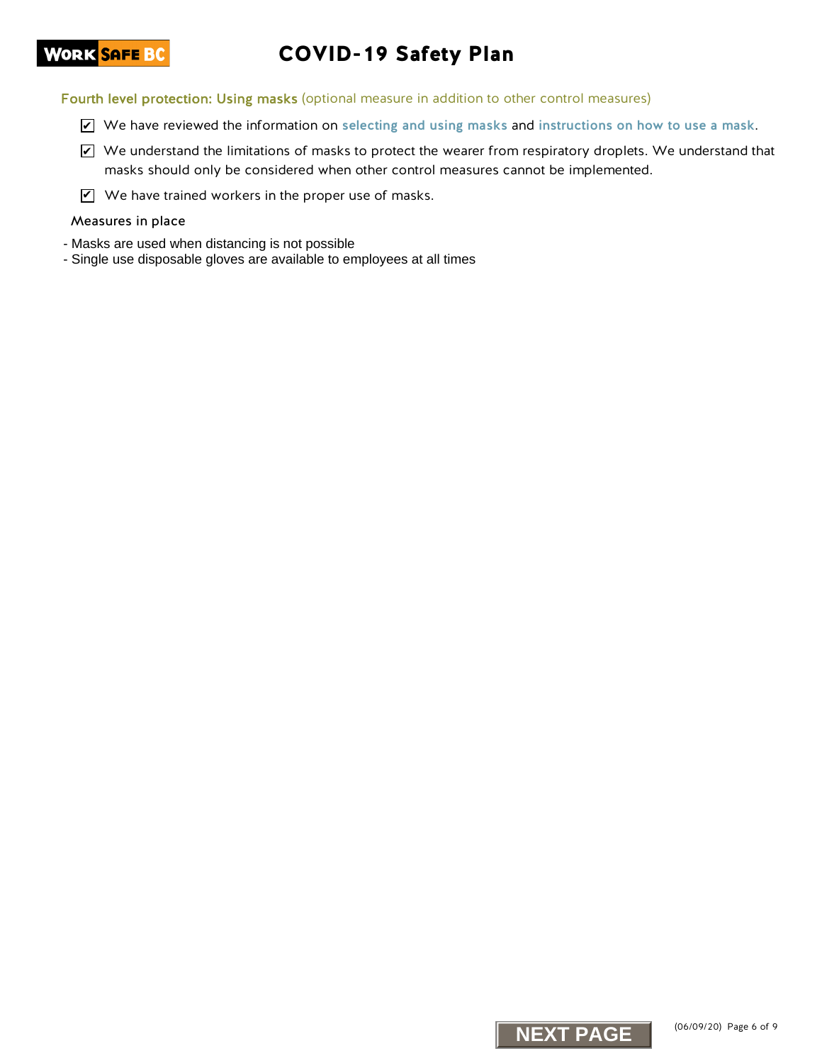## Fourth level protection: Using masks (optional measure in addition to other control measures)

- [x] We have reviewed the information on **selecting and using masks** and **instructions on how to use a mask**.
- [x] We understand the limitations of masks to protect the wearer from respiratory droplets. We understand that masks should only be considered when other control measures cannot be implemented.
- [x] We have trained workers in the proper use of masks.

### Measures in place

- Masks are used when distancing is not possible
- Single use disposable gloves are available to employees at all times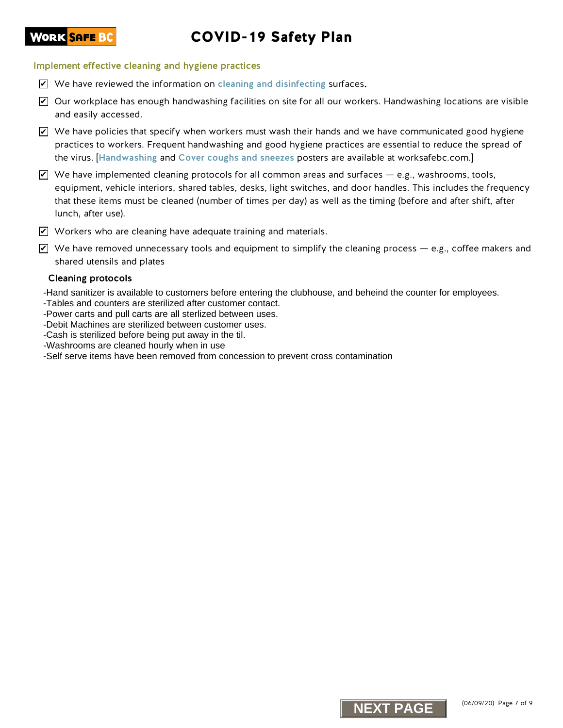# COVID-19 Safety Plan

## Implement effective cleaning and hygiene practices

- ☑ We have reviewed the information on cleaning and disinfecting surfaces.
- ☑ Our workplace has enough handwashing facilities on site for all our workers. Handwashing locations are visible and easily accessed.
- ☑ We have policies that specify when workers must wash their hands and we have communicated good hygiene practices to workers. Frequent handwashing and good hygiene practices are essential to reduce the spread of the virus. [Handwashing and Cover coughs and sneezes posters are available at worksafebc.com.]
- ☑ We have implemented cleaning protocols for all common areas and surfaces — e.g., washrooms, tools, equipment, vehicle interiors, shared tables, desks, light switches, and door handles. This includes the frequency that these items must be cleaned (number of times per day) as well as the timing (before and after shift, after lunch, after use).
- ☑ Workers who are cleaning have adequate training and materials.
- ☑ We have removed unnecessary tools and equipment to simplify the cleaning process — e.g., coffee makers and shared utensils and plates

### Cleaning protocols

-Hand sanitizer is available to customers before entering the clubhouse, and beheind the counter for employees.
-Tables and counters are sterilized after customer contact.
-Power carts and pull carts are all sterlized between uses.
-Debit Machines are sterilized between customer uses.
-Cash is sterilized before being put away in the til.
-Washrooms are cleaned hourly when in use
-Self serve items have been removed from concession to prevent cross contamination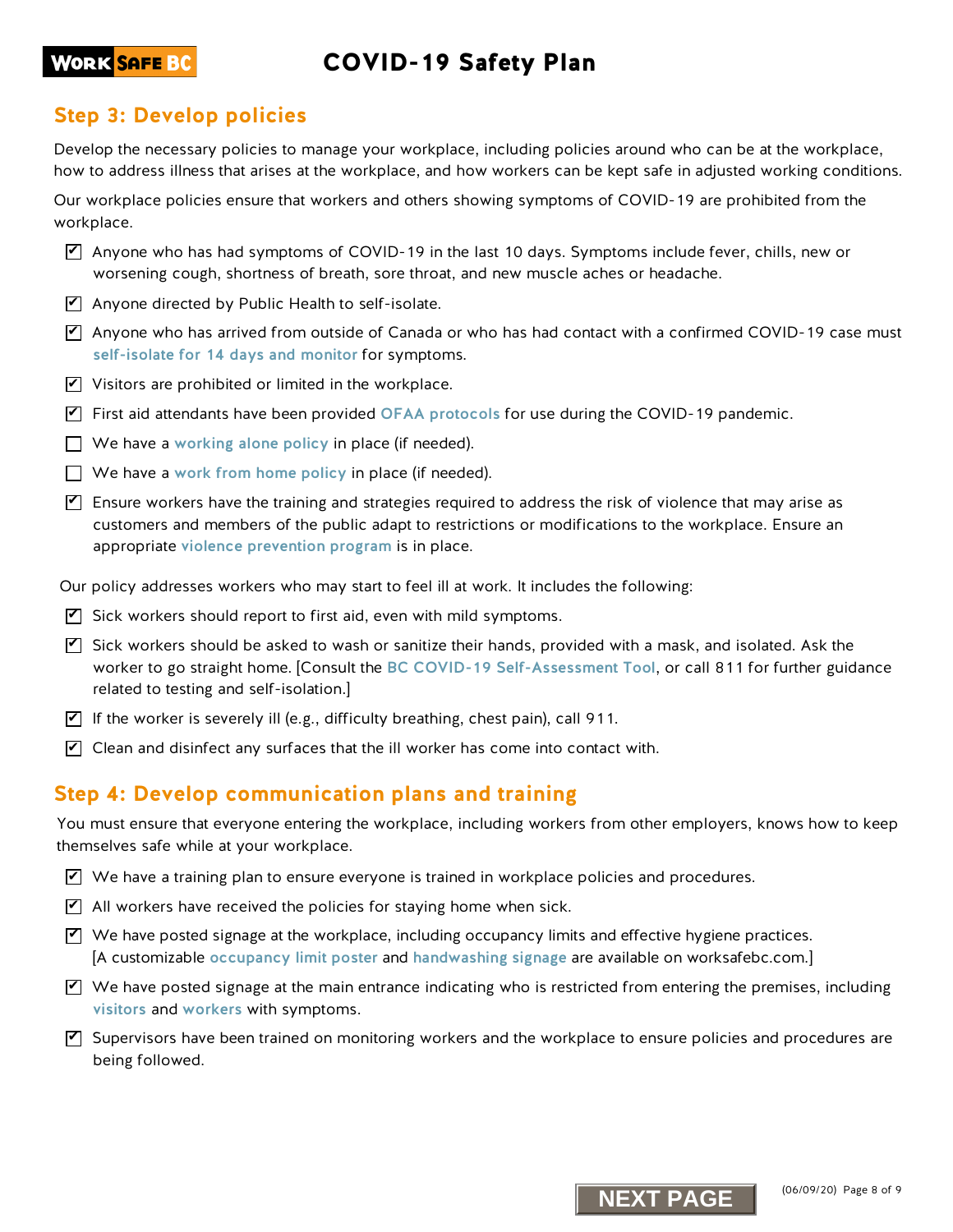## Step 3: Develop policies

Develop the necessary policies to manage your workplace, including policies around who can be at the workplace, how to address illness that arises at the workplace, and how workers can be kept safe in adjusted working conditions.

Our workplace policies ensure that workers and others showing symptoms of COVID-19 are prohibited from the workplace.

- [x] Anyone who has had symptoms of COVID-19 in the last 10 days. Symptoms include fever, chills, new or worsening cough, shortness of breath, sore throat, and new muscle aches or headache.
- [x] Anyone directed by Public Health to self-isolate.
- [x] Anyone who has arrived from outside of Canada or who has had contact with a confirmed COVID-19 case must self-isolate for 14 days and monitor for symptoms.
- [x] Visitors are prohibited or limited in the workplace.
- [x] First aid attendants have been provided OFAA protocols for use during the COVID-19 pandemic.
- [ ] We have a working alone policy in place (if needed).
- [ ] We have a work from home policy in place (if needed).
- [x] Ensure workers have the training and strategies required to address the risk of violence that may arise as customers and members of the public adapt to restrictions or modifications to the workplace. Ensure an appropriate violence prevention program is in place.

Our policy addresses workers who may start to feel ill at work. It includes the following:

- [x] Sick workers should report to first aid, even with mild symptoms.
- [x] Sick workers should be asked to wash or sanitize their hands, provided with a mask, and isolated. Ask the worker to go straight home. [Consult the BC COVID-19 Self-Assessment Tool, or call 811 for further guidance related to testing and self-isolation.]
- [x] If the worker is severely ill (e.g., difficulty breathing, chest pain), call 911.
- [x] Clean and disinfect any surfaces that the ill worker has come into contact with.

## Step 4: Develop communication plans and training

You must ensure that everyone entering the workplace, including workers from other employers, knows how to keep themselves safe while at your workplace.

- [x] We have a training plan to ensure everyone is trained in workplace policies and procedures.
- [x] All workers have received the policies for staying home when sick.
- [x] We have posted signage at the workplace, including occupancy limits and effective hygiene practices. [A customizable occupancy limit poster and handwashing signage are available on worksafebc.com.]
- [x] We have posted signage at the main entrance indicating who is restricted from entering the premises, including visitors and workers with symptoms.
- [x] Supervisors have been trained on monitoring workers and the workplace to ensure policies and procedures are being followed.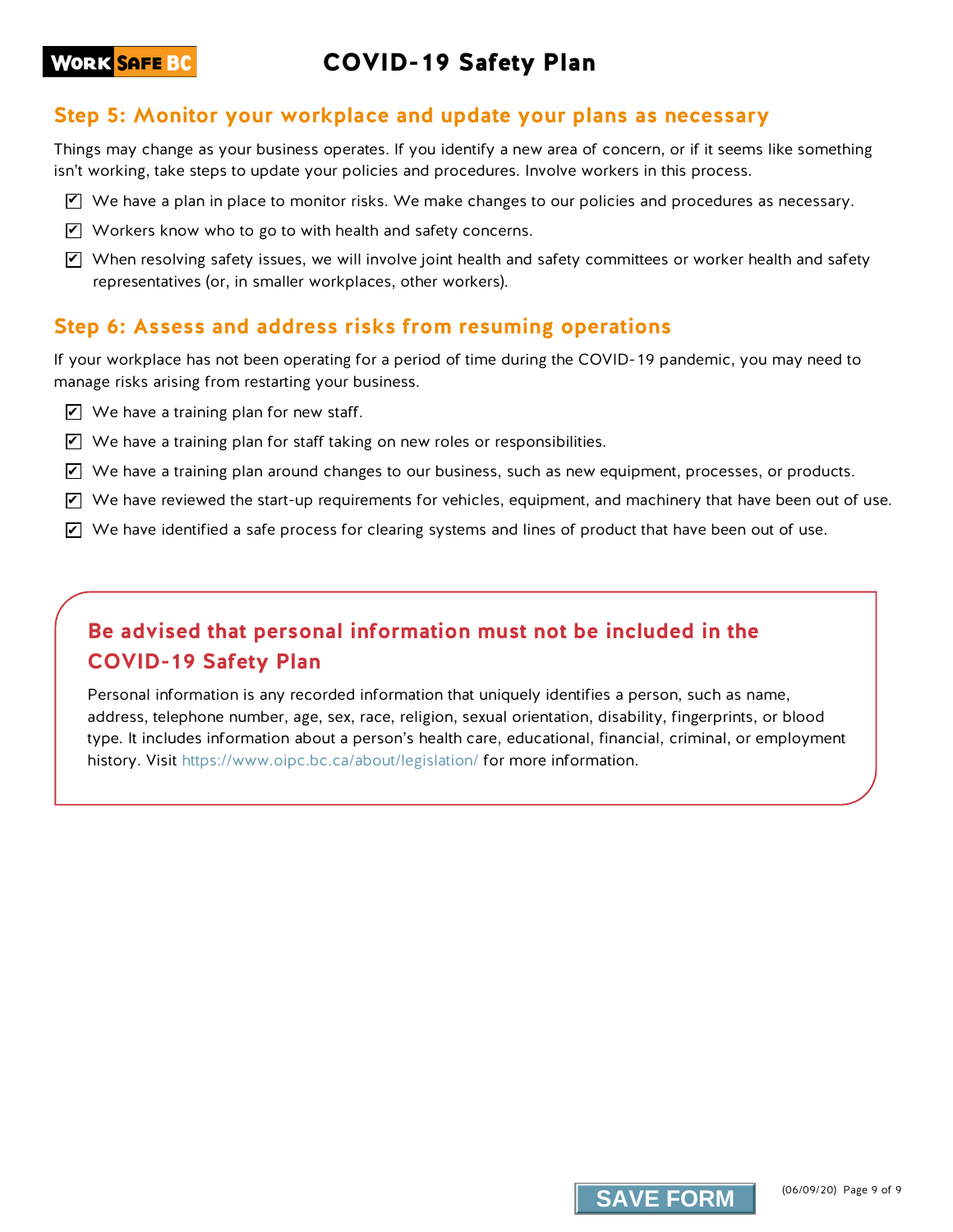## Step 5: Monitor your workplace and update your plans as necessary

Things may change as your business operates. If you identify a new area of concern, or if it seems like something isn't working, take steps to update your policies and procedures. Involve workers in this process.

- ☑ We have a plan in place to monitor risks. We make changes to our policies and procedures as necessary.
- ☑ Workers know who to go to with health and safety concerns.
- ☑ When resolving safety issues, we will involve joint health and safety committees or worker health and safety representatives (or, in smaller workplaces, other workers).

## Step 6: Assess and address risks from resuming operations

If your workplace has not been operating for a period of time during the COVID-19 pandemic, you may need to manage risks arising from restarting your business.

- ☑ We have a training plan for new staff.
- ☑ We have a training plan for staff taking on new roles or responsibilities.
- ☑ We have a training plan around changes to our business, such as new equipment, processes, or products.
- ☑ We have reviewed the start-up requirements for vehicles, equipment, and machinery that have been out of use.
- ☑ We have identified a safe process for clearing systems and lines of product that have been out of use.

### Be advised that personal information must not be included in the COVID-19 Safety Plan

Personal information is any recorded information that uniquely identifies a person, such as name, address, telephone number, age, sex, race, religion, sexual orientation, disability, fingerprints, or blood type. It includes information about a person's health care, educational, financial, criminal, or employment history. Visit https://www.oipc.bc.ca/about/legislation/ for more information.

SAVE FORM

(06/09/20)